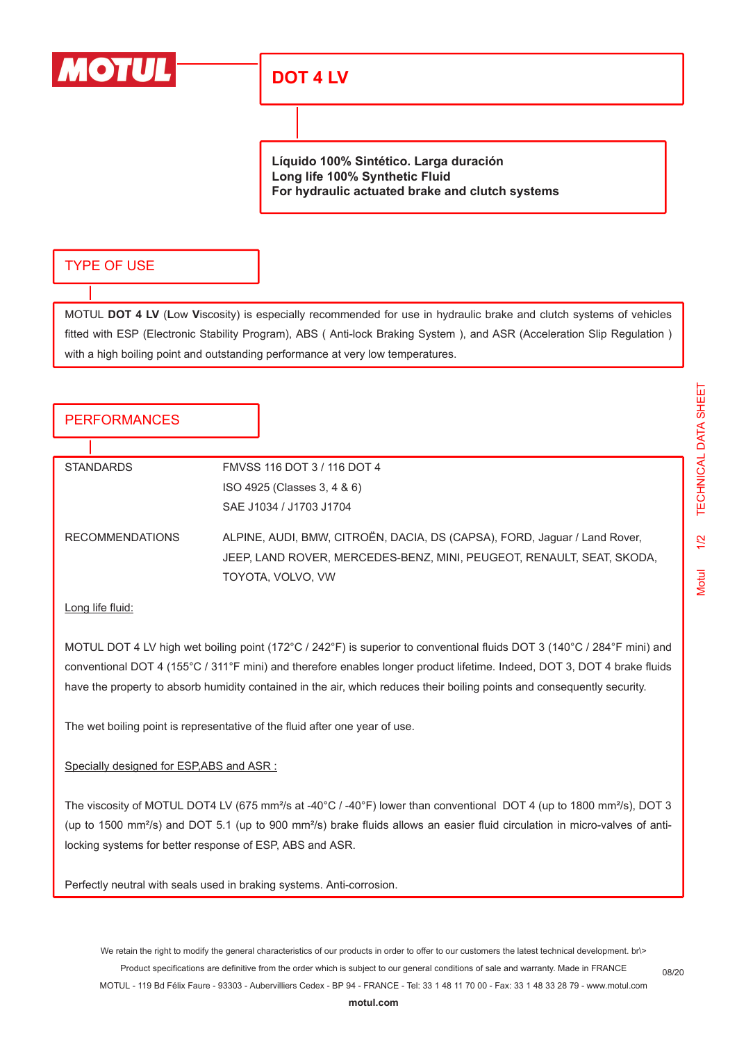# MOTUL

## DOT 4 LV

**Líquido 100% Sintético. Larga duración**
**Long life 100% Synthetic Fluid**
**For hydraulic actuated brake and clutch systems**

## TYPE OF USE

MOTUL **DOT 4 LV** (**L**ow **V**iscosity) is especially recommended for use in hydraulic brake and clutch systems of vehicles fitted with ESP (Electronic Stability Program), ABS ( Anti-lock Braking System ), and ASR (Acceleration Slip Regulation ) with a high boiling point and outstanding performance at very low temperatures.

## PERFORMANCES

| | |
|---|---|
| STANDARDS | FMVSS 116 DOT 3 / 116 DOT 4<br>ISO 4925 (Classes 3, 4 & 6)<br>SAE J1034 / J1703 J1704 |
| RECOMMENDATIONS | ALPINE, AUDI, BMW, CITROËN, DACIA, DS (CAPSA), FORD, Jaguar / Land Rover, JEEP, LAND ROVER, MERCEDES-BENZ, MINI, PEUGEOT, RENAULT, SEAT, SKODA, TOYOTA, VOLVO, VW |

<u>Long life fluid:</u>

MOTUL DOT 4 LV high wet boiling point (172°C / 242°F) is superior to conventional fluids DOT 3 (140°C / 284°F mini) and conventional DOT 4 (155°C / 311°F mini) and therefore enables longer product lifetime. Indeed, DOT 3, DOT 4 brake fluids have the property to absorb humidity contained in the air, which reduces their boiling points and consequently security.

The wet boiling point is representative of the fluid after one year of use.

<u>Specially designed for ESP,ABS and ASR :</u>

The viscosity of MOTUL DOT4 LV (675 mm²/s at -40°C / -40°F) lower than conventional DOT 4 (up to 1800 mm²/s), DOT 3 (up to 1500 mm²/s) and DOT 5.1 (up to 900 mm²/s) brake fluids allows an easier fluid circulation in micro-valves of anti-locking systems for better response of ESP, ABS and ASR.

Perfectly neutral with seals used in braking systems. Anti-corrosion.

We retain the right to modify the general characteristics of our products in order to offer to our customers the latest technical development. br\>
Product specifications are definitive from the order which is subject to our general conditions of sale and warranty. Made in FRANCE
MOTUL - 119 Bd Félix Faure - 93303 - Aubervilliers Cedex - BP 94 - FRANCE - Tel: 33 1 48 11 70 00 - Fax: 33 1 48 33 28 79 - www.motul.com
**motul.com**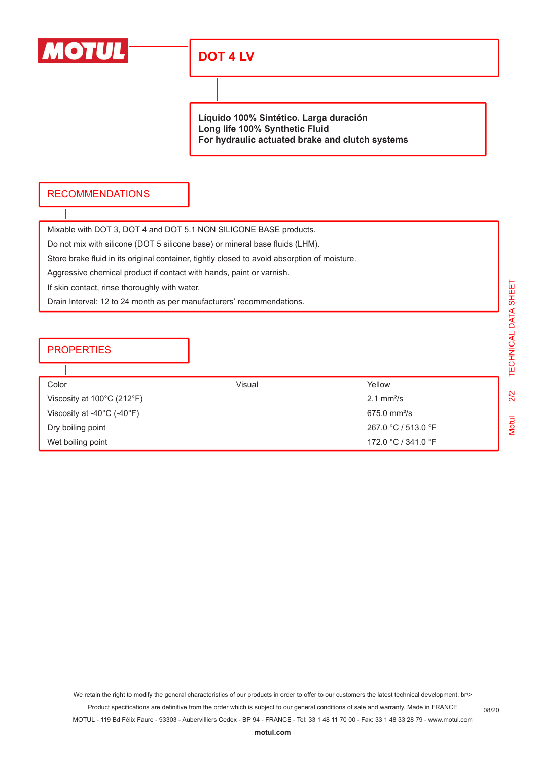MOTUL

# DOT 4 LV

**Líquido 100% Sintético. Larga duración**
**Long life 100% Synthetic Fluid**
**For hydraulic actuated brake and clutch systems**

## RECOMMENDATIONS

Mixable with DOT 3, DOT 4 and DOT 5.1 NON SILICONE BASE products.
Do not mix with silicone (DOT 5 silicone base) or mineral base fluids (LHM).
Store brake fluid in its original container, tightly closed to avoid absorption of moisture.
Aggressive chemical product if contact with hands, paint or varnish.
If skin contact, rinse thoroughly with water.
Drain Interval: 12 to 24 month as per manufacturers' recommendations.

## PROPERTIES

| | | |
|---|---|---|
| Color | Visual | Yellow |
| Viscosity at 100°C (212°F) | | 2.1 mm²/s |
| Viscosity at -40°C (-40°F) | | 675.0 mm²/s |
| Dry boiling point | | 267.0 °C / 513.0 °F |
| Wet boiling point | | 172.0 °C / 341.0 °F |

We retain the right to modify the general characteristics of our products in order to offer to our customers the latest technical development. br\>
Product specifications are definitive from the order which is subject to our general conditions of sale and warranty. Made in FRANCE
MOTUL - 119 Bd Félix Faure - 93303 - Aubervilliers Cedex - BP 94 - FRANCE - Tel: 33 1 48 11 70 00 - Fax: 33 1 48 33 28 79 - www.motul.com
**motul.com**

08/20